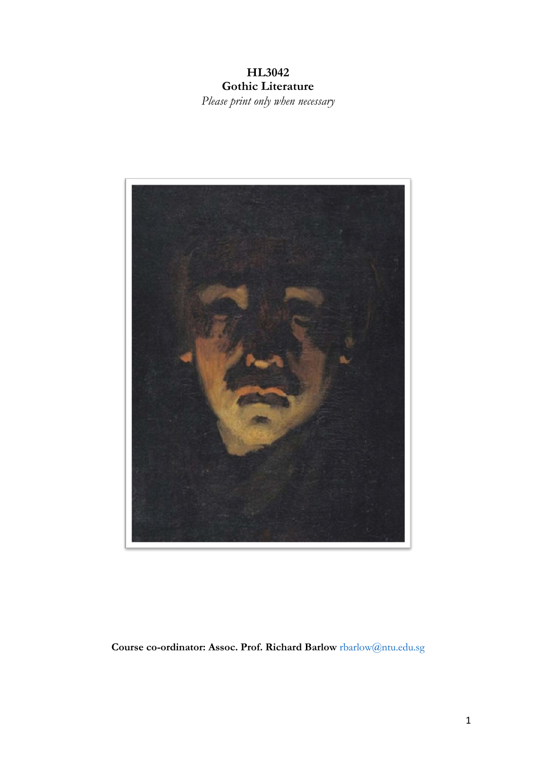# HL3042
# Gothic Literature

*Please print only when necessary*

**Course co-ordinator: Assoc. Prof. Richard Barlow** rbarlow@ntu.edu.sg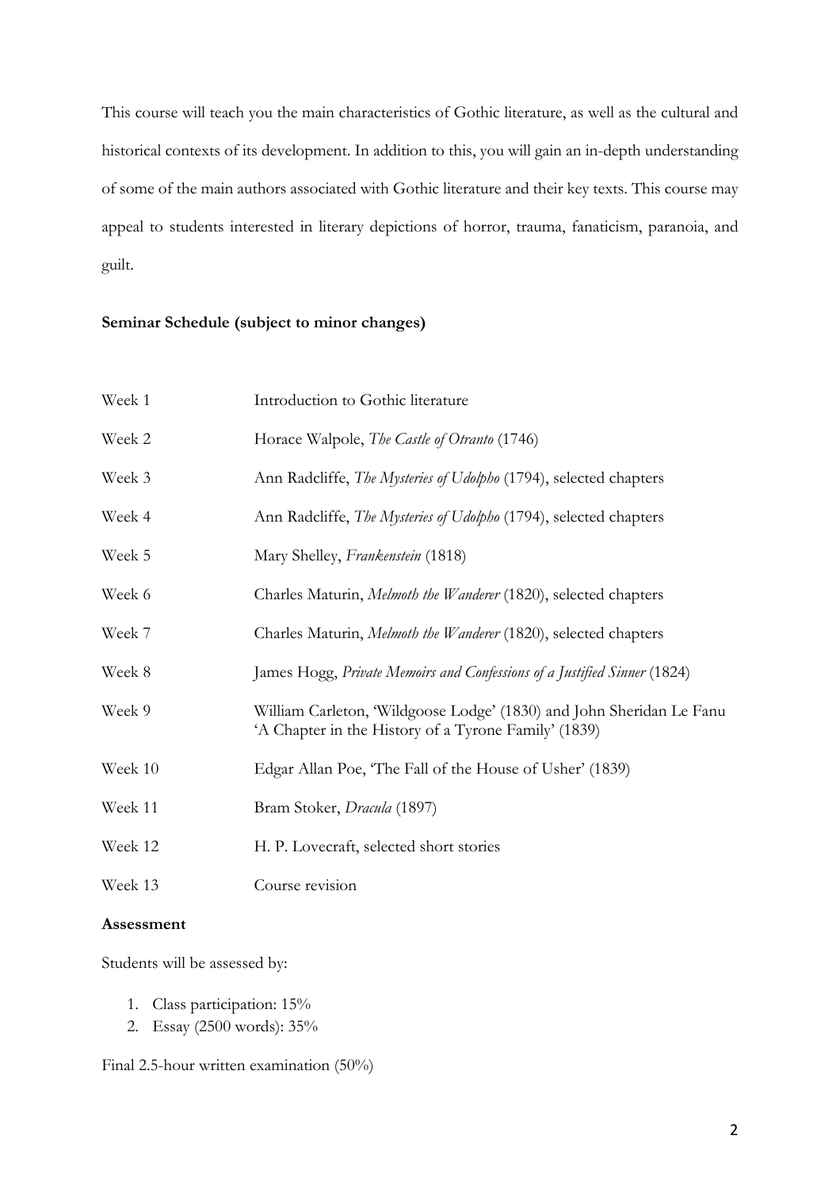This course will teach you the main characteristics of Gothic literature, as well as the cultural and historical contexts of its development. In addition to this, you will gain an in-depth understanding of some of the main authors associated with Gothic literature and their key texts. This course may appeal to students interested in literary depictions of horror, trauma, fanaticism, paranoia, and guilt.

**Seminar Schedule (subject to minor changes)**

| | |
|---|---|
| Week 1 | Introduction to Gothic literature |
| Week 2 | Horace Walpole, *The Castle of Otranto* (1746) |
| Week 3 | Ann Radcliffe, *The Mysteries of Udolpho* (1794), selected chapters |
| Week 4 | Ann Radcliffe, *The Mysteries of Udolpho* (1794), selected chapters |
| Week 5 | Mary Shelley, *Frankenstein* (1818) |
| Week 6 | Charles Maturin, *Melmoth the Wanderer* (1820), selected chapters |
| Week 7 | Charles Maturin, *Melmoth the Wanderer* (1820), selected chapters |
| Week 8 | James Hogg, *Private Memoirs and Confessions of a Justified Sinner* (1824) |
| Week 9 | William Carleton, 'Wildgoose Lodge' (1830) and John Sheridan Le Fanu 'A Chapter in the History of a Tyrone Family' (1839) |
| Week 10 | Edgar Allan Poe, 'The Fall of the House of Usher' (1839) |
| Week 11 | Bram Stoker, *Dracula* (1897) |
| Week 12 | H. P. Lovecraft, selected short stories |
| Week 13 | Course revision |

**Assessment**

Students will be assessed by:

1. Class participation: 15%
2. Essay (2500 words): 35%

Final 2.5-hour written examination (50%)